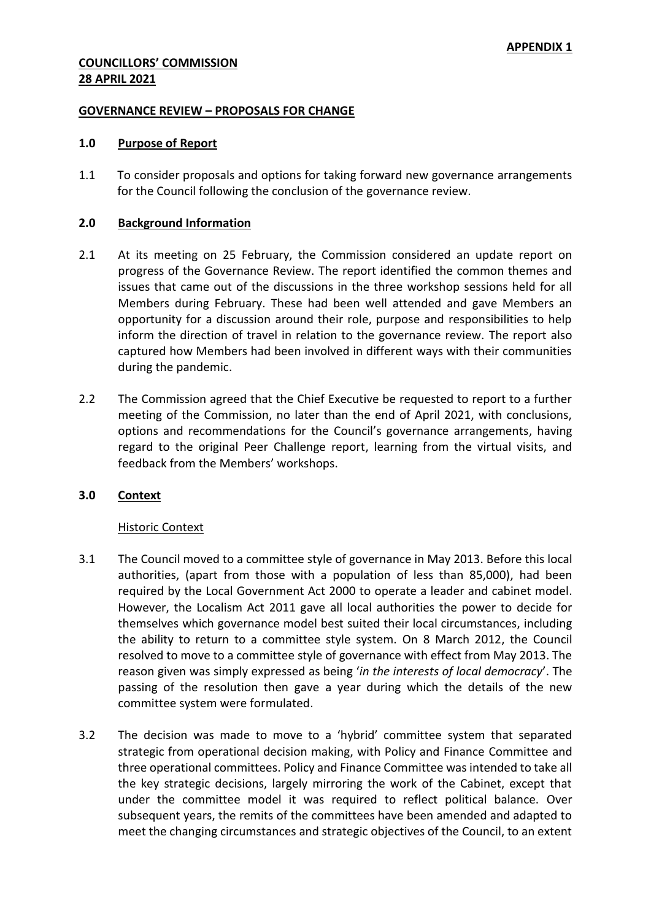**APPENDIX 1**

**COUNCILLORS' COMMISSION**
**28 APRIL 2021**

**GOVERNANCE REVIEW – PROPOSALS FOR CHANGE**

## 1.0 Purpose of Report

1.1 To consider proposals and options for taking forward new governance arrangements for the Council following the conclusion of the governance review.

## 2.0 Background Information

2.1 At its meeting on 25 February, the Commission considered an update report on progress of the Governance Review. The report identified the common themes and issues that came out of the discussions in the three workshop sessions held for all Members during February. These had been well attended and gave Members an opportunity for a discussion around their role, purpose and responsibilities to help inform the direction of travel in relation to the governance review. The report also captured how Members had been involved in different ways with their communities during the pandemic.

2.2 The Commission agreed that the Chief Executive be requested to report to a further meeting of the Commission, no later than the end of April 2021, with conclusions, options and recommendations for the Council's governance arrangements, having regard to the original Peer Challenge report, learning from the virtual visits, and feedback from the Members' workshops.

## 3.0 Context

Historic Context

3.1 The Council moved to a committee style of governance in May 2013. Before this local authorities, (apart from those with a population of less than 85,000), had been required by the Local Government Act 2000 to operate a leader and cabinet model. However, the Localism Act 2011 gave all local authorities the power to decide for themselves which governance model best suited their local circumstances, including the ability to return to a committee style system. On 8 March 2012, the Council resolved to move to a committee style of governance with effect from May 2013. The reason given was simply expressed as being '*in the interests of local democracy*'. The passing of the resolution then gave a year during which the details of the new committee system were formulated.

3.2 The decision was made to move to a 'hybrid' committee system that separated strategic from operational decision making, with Policy and Finance Committee and three operational committees. Policy and Finance Committee was intended to take all the key strategic decisions, largely mirroring the work of the Cabinet, except that under the committee model it was required to reflect political balance. Over subsequent years, the remits of the committees have been amended and adapted to meet the changing circumstances and strategic objectives of the Council, to an extent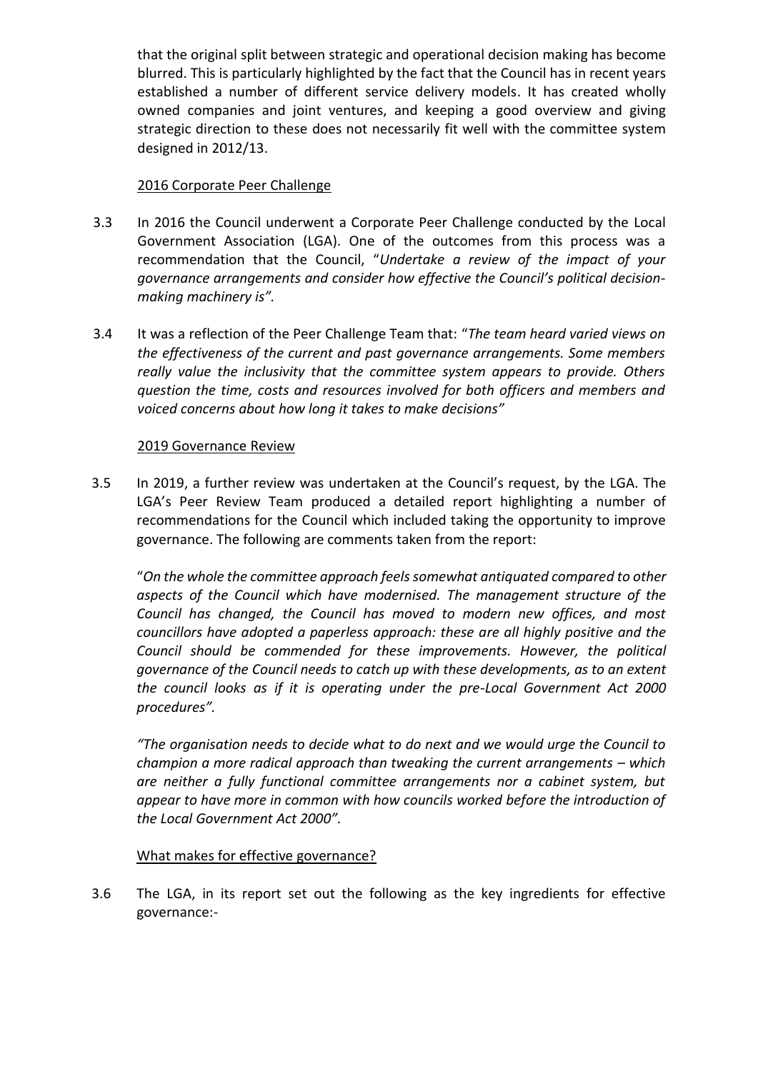that the original split between strategic and operational decision making has become blurred. This is particularly highlighted by the fact that the Council has in recent years established a number of different service delivery models. It has created wholly owned companies and joint ventures, and keeping a good overview and giving strategic direction to these does not necessarily fit well with the committee system designed in 2012/13.

<u>2016 Corporate Peer Challenge</u>

3.3 In 2016 the Council underwent a Corporate Peer Challenge conducted by the Local Government Association (LGA). One of the outcomes from this process was a recommendation that the Council, "*Undertake a review of the impact of your governance arrangements and consider how effective the Council's political decision-making machinery is"*.

3.4 It was a reflection of the Peer Challenge Team that: "*The team heard varied views on the effectiveness of the current and past governance arrangements. Some members really value the inclusivity that the committee system appears to provide. Others question the time, costs and resources involved for both officers and members and voiced concerns about how long it takes to make decisions"*

<u>2019 Governance Review</u>

3.5 In 2019, a further review was undertaken at the Council's request, by the LGA. The LGA's Peer Review Team produced a detailed report highlighting a number of recommendations for the Council which included taking the opportunity to improve governance. The following are comments taken from the report:

"*On the whole the committee approach feels somewhat antiquated compared to other aspects of the Council which have modernised. The management structure of the Council has changed, the Council has moved to modern new offices, and most councillors have adopted a paperless approach: these are all highly positive and the Council should be commended for these improvements. However, the political governance of the Council needs to catch up with these developments, as to an extent the council looks as if it is operating under the pre-Local Government Act 2000 procedures".*

*"The organisation needs to decide what to do next and we would urge the Council to champion a more radical approach than tweaking the current arrangements – which are neither a fully functional committee arrangements nor a cabinet system, but appear to have more in common with how councils worked before the introduction of the Local Government Act 2000".*

<u>What makes for effective governance?</u>

3.6 The LGA, in its report set out the following as the key ingredients for effective governance:-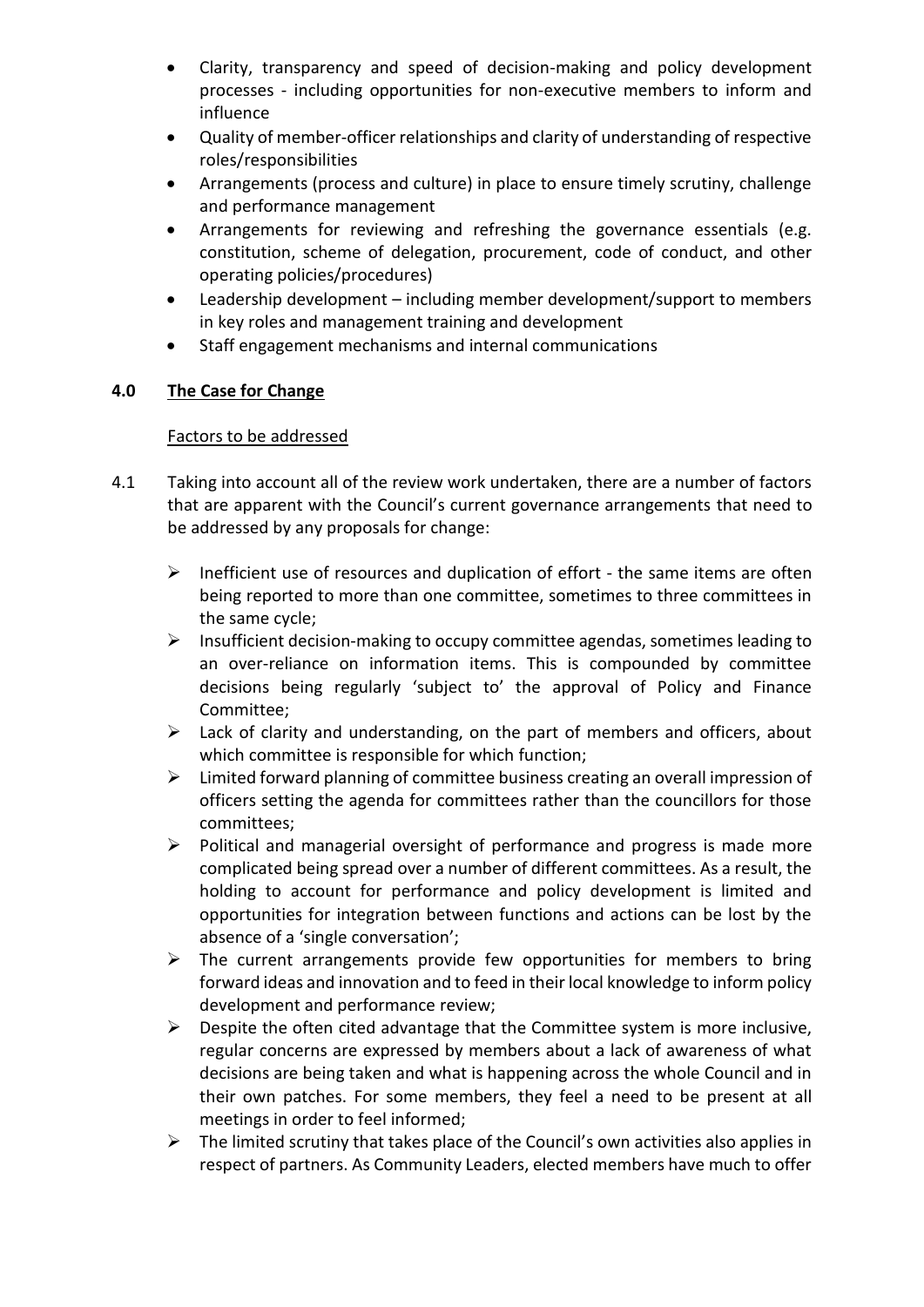- Clarity, transparency and speed of decision-making and policy development processes - including opportunities for non-executive members to inform and influence
- Quality of member-officer relationships and clarity of understanding of respective roles/responsibilities
- Arrangements (process and culture) in place to ensure timely scrutiny, challenge and performance management
- Arrangements for reviewing and refreshing the governance essentials (e.g. constitution, scheme of delegation, procurement, code of conduct, and other operating policies/procedures)
- Leadership development – including member development/support to members in key roles and management training and development
- Staff engagement mechanisms and internal communications

## 4.0 The Case for Change

Factors to be addressed

4.1 Taking into account all of the review work undertaken, there are a number of factors that are apparent with the Council's current governance arrangements that need to be addressed by any proposals for change:

- Inefficient use of resources and duplication of effort - the same items are often being reported to more than one committee, sometimes to three committees in the same cycle;
- Insufficient decision-making to occupy committee agendas, sometimes leading to an over-reliance on information items. This is compounded by committee decisions being regularly 'subject to' the approval of Policy and Finance Committee;
- Lack of clarity and understanding, on the part of members and officers, about which committee is responsible for which function;
- Limited forward planning of committee business creating an overall impression of officers setting the agenda for committees rather than the councillors for those committees;
- Political and managerial oversight of performance and progress is made more complicated being spread over a number of different committees. As a result, the holding to account for performance and policy development is limited and opportunities for integration between functions and actions can be lost by the absence of a 'single conversation';
- The current arrangements provide few opportunities for members to bring forward ideas and innovation and to feed in their local knowledge to inform policy development and performance review;
- Despite the often cited advantage that the Committee system is more inclusive, regular concerns are expressed by members about a lack of awareness of what decisions are being taken and what is happening across the whole Council and in their own patches. For some members, they feel a need to be present at all meetings in order to feel informed;
- The limited scrutiny that takes place of the Council's own activities also applies in respect of partners. As Community Leaders, elected members have much to offer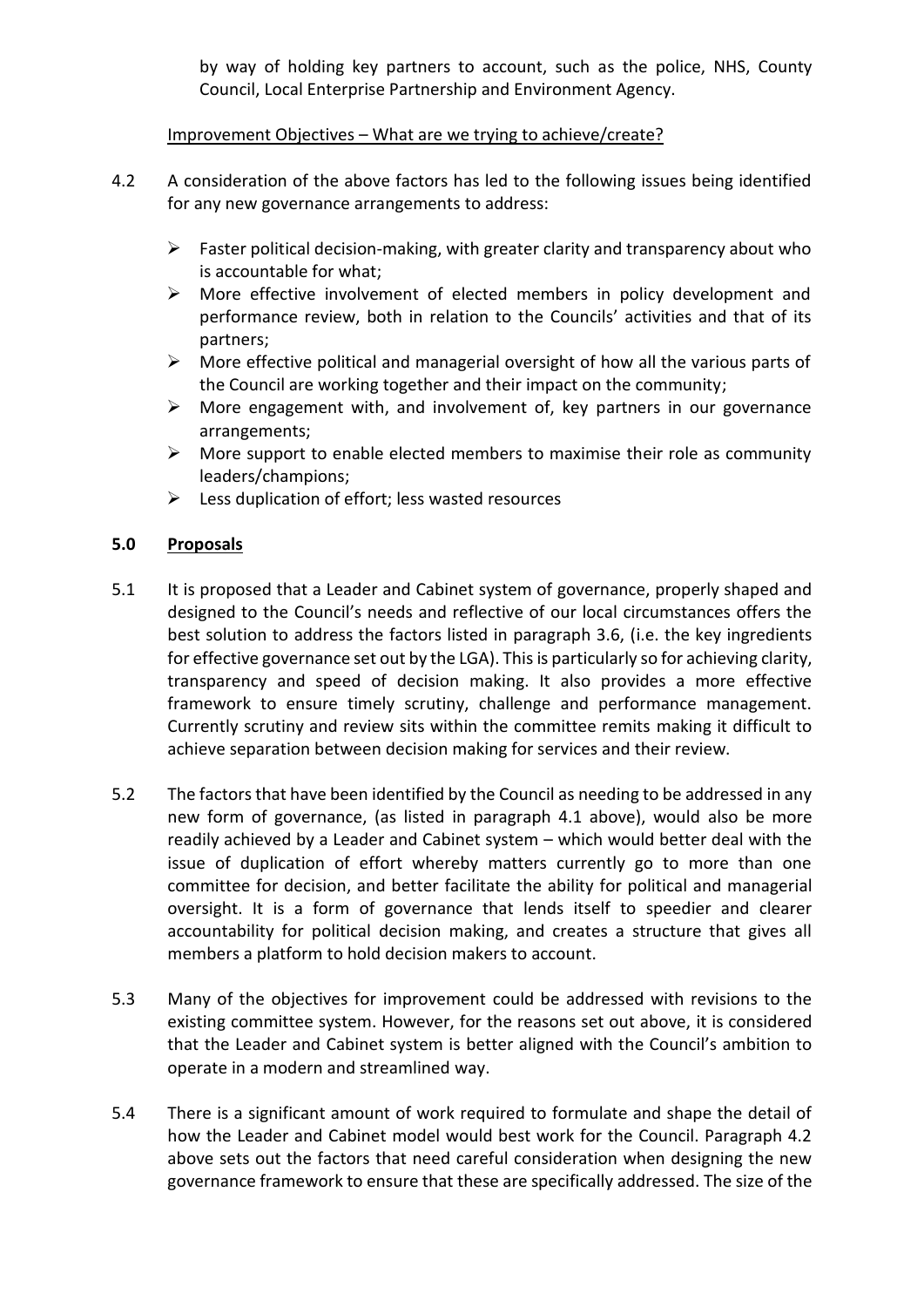by way of holding key partners to account, such as the police, NHS, County Council, Local Enterprise Partnership and Environment Agency.

Improvement Objectives – What are we trying to achieve/create?

4.2 A consideration of the above factors has led to the following issues being identified for any new governance arrangements to address:

- Faster political decision-making, with greater clarity and transparency about who is accountable for what;
- More effective involvement of elected members in policy development and performance review, both in relation to the Councils' activities and that of its partners;
- More effective political and managerial oversight of how all the various parts of the Council are working together and their impact on the community;
- More engagement with, and involvement of, key partners in our governance arrangements;
- More support to enable elected members to maximise their role as community leaders/champions;
- Less duplication of effort; less wasted resources

## 5.0 Proposals

5.1 It is proposed that a Leader and Cabinet system of governance, properly shaped and designed to the Council's needs and reflective of our local circumstances offers the best solution to address the factors listed in paragraph 3.6, (i.e. the key ingredients for effective governance set out by the LGA). This is particularly so for achieving clarity, transparency and speed of decision making. It also provides a more effective framework to ensure timely scrutiny, challenge and performance management. Currently scrutiny and review sits within the committee remits making it difficult to achieve separation between decision making for services and their review.

5.2 The factors that have been identified by the Council as needing to be addressed in any new form of governance, (as listed in paragraph 4.1 above), would also be more readily achieved by a Leader and Cabinet system – which would better deal with the issue of duplication of effort whereby matters currently go to more than one committee for decision, and better facilitate the ability for political and managerial oversight. It is a form of governance that lends itself to speedier and clearer accountability for political decision making, and creates a structure that gives all members a platform to hold decision makers to account.

5.3 Many of the objectives for improvement could be addressed with revisions to the existing committee system. However, for the reasons set out above, it is considered that the Leader and Cabinet system is better aligned with the Council's ambition to operate in a modern and streamlined way.

5.4 There is a significant amount of work required to formulate and shape the detail of how the Leader and Cabinet model would best work for the Council. Paragraph 4.2 above sets out the factors that need careful consideration when designing the new governance framework to ensure that these are specifically addressed. The size of the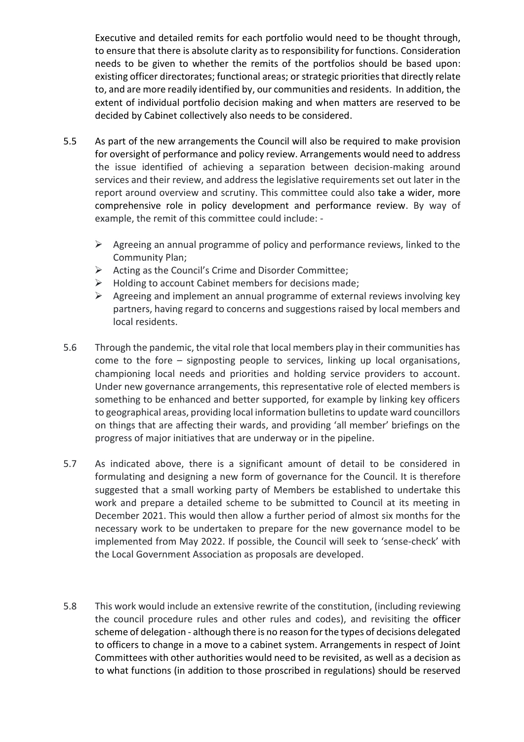Executive and detailed remits for each portfolio would need to be thought through, to ensure that there is absolute clarity as to responsibility for functions. Consideration needs to be given to whether the remits of the portfolios should be based upon: existing officer directorates; functional areas; or strategic priorities that directly relate to, and are more readily identified by, our communities and residents. In addition, the extent of individual portfolio decision making and when matters are reserved to be decided by Cabinet collectively also needs to be considered.

5.5 As part of the new arrangements the Council will also be required to make provision for oversight of performance and policy review. Arrangements would need to address the issue identified of achieving a separation between decision-making around services and their review, and address the legislative requirements set out later in the report around overview and scrutiny. This committee could also take a wider, more comprehensive role in policy development and performance review. By way of example, the remit of this committee could include: -

- Agreeing an annual programme of policy and performance reviews, linked to the Community Plan;
- Acting as the Council's Crime and Disorder Committee;
- Holding to account Cabinet members for decisions made;
- Agreeing and implement an annual programme of external reviews involving key partners, having regard to concerns and suggestions raised by local members and local residents.

5.6 Through the pandemic, the vital role that local members play in their communities has come to the fore – signposting people to services, linking up local organisations, championing local needs and priorities and holding service providers to account. Under new governance arrangements, this representative role of elected members is something to be enhanced and better supported, for example by linking key officers to geographical areas, providing local information bulletins to update ward councillors on things that are affecting their wards, and providing 'all member' briefings on the progress of major initiatives that are underway or in the pipeline.

5.7 As indicated above, there is a significant amount of detail to be considered in formulating and designing a new form of governance for the Council. It is therefore suggested that a small working party of Members be established to undertake this work and prepare a detailed scheme to be submitted to Council at its meeting in December 2021. This would then allow a further period of almost six months for the necessary work to be undertaken to prepare for the new governance model to be implemented from May 2022. If possible, the Council will seek to 'sense-check' with the Local Government Association as proposals are developed.

5.8 This work would include an extensive rewrite of the constitution, (including reviewing the council procedure rules and other rules and codes), and revisiting the officer scheme of delegation - although there is no reason for the types of decisions delegated to officers to change in a move to a cabinet system. Arrangements in respect of Joint Committees with other authorities would need to be revisited, as well as a decision as to what functions (in addition to those proscribed in regulations) should be reserved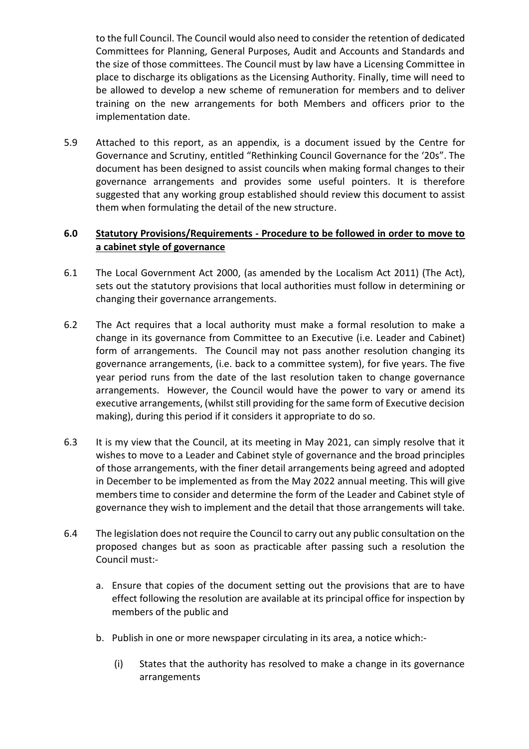to the full Council. The Council would also need to consider the retention of dedicated Committees for Planning, General Purposes, Audit and Accounts and Standards and the size of those committees. The Council must by law have a Licensing Committee in place to discharge its obligations as the Licensing Authority. Finally, time will need to be allowed to develop a new scheme of remuneration for members and to deliver training on the new arrangements for both Members and officers prior to the implementation date.

5.9 Attached to this report, as an appendix, is a document issued by the Centre for Governance and Scrutiny, entitled "Rethinking Council Governance for the '20s". The document has been designed to assist councils when making formal changes to their governance arrangements and provides some useful pointers. It is therefore suggested that any working group established should review this document to assist them when formulating the detail of the new structure.

## 6.0 Statutory Provisions/Requirements - Procedure to be followed in order to move to a cabinet style of governance

6.1 The Local Government Act 2000, (as amended by the Localism Act 2011) (The Act), sets out the statutory provisions that local authorities must follow in determining or changing their governance arrangements.

6.2 The Act requires that a local authority must make a formal resolution to make a change in its governance from Committee to an Executive (i.e. Leader and Cabinet) form of arrangements. The Council may not pass another resolution changing its governance arrangements, (i.e. back to a committee system), for five years. The five year period runs from the date of the last resolution taken to change governance arrangements. However, the Council would have the power to vary or amend its executive arrangements, (whilst still providing for the same form of Executive decision making), during this period if it considers it appropriate to do so.

6.3 It is my view that the Council, at its meeting in May 2021, can simply resolve that it wishes to move to a Leader and Cabinet style of governance and the broad principles of those arrangements, with the finer detail arrangements being agreed and adopted in December to be implemented as from the May 2022 annual meeting. This will give members time to consider and determine the form of the Leader and Cabinet style of governance they wish to implement and the detail that those arrangements will take.

6.4 The legislation does not require the Council to carry out any public consultation on the proposed changes but as soon as practicable after passing such a resolution the Council must:-

a. Ensure that copies of the document setting out the provisions that are to have effect following the resolution are available at its principal office for inspection by members of the public and

b. Publish in one or more newspaper circulating in its area, a notice which:-

   (i) States that the authority has resolved to make a change in its governance arrangements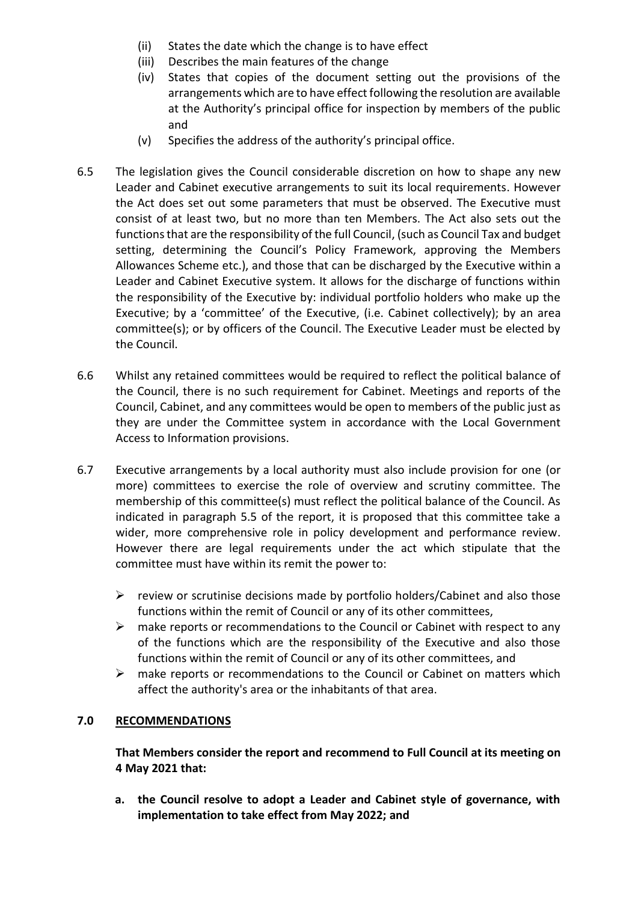(ii) States the date which the change is to have effect
(iii) Describes the main features of the change
(iv) States that copies of the document setting out the provisions of the arrangements which are to have effect following the resolution are available at the Authority's principal office for inspection by members of the public and
(v) Specifies the address of the authority's principal office.

6.5 The legislation gives the Council considerable discretion on how to shape any new Leader and Cabinet executive arrangements to suit its local requirements. However the Act does set out some parameters that must be observed. The Executive must consist of at least two, but no more than ten Members. The Act also sets out the functions that are the responsibility of the full Council, (such as Council Tax and budget setting, determining the Council's Policy Framework, approving the Members Allowances Scheme etc.), and those that can be discharged by the Executive within a Leader and Cabinet Executive system. It allows for the discharge of functions within the responsibility of the Executive by: individual portfolio holders who make up the Executive; by a 'committee' of the Executive, (i.e. Cabinet collectively); by an area committee(s); or by officers of the Council. The Executive Leader must be elected by the Council.

6.6 Whilst any retained committees would be required to reflect the political balance of the Council, there is no such requirement for Cabinet. Meetings and reports of the Council, Cabinet, and any committees would be open to members of the public just as they are under the Committee system in accordance with the Local Government Access to Information provisions.

6.7 Executive arrangements by a local authority must also include provision for one (or more) committees to exercise the role of overview and scrutiny committee. The membership of this committee(s) must reflect the political balance of the Council. As indicated in paragraph 5.5 of the report, it is proposed that this committee take a wider, more comprehensive role in policy development and performance review. However there are legal requirements under the act which stipulate that the committee must have within its remit the power to:

- review or scrutinise decisions made by portfolio holders/Cabinet and also those functions within the remit of Council or any of its other committees,
- make reports or recommendations to the Council or Cabinet with respect to any of the functions which are the responsibility of the Executive and also those functions within the remit of Council or any of its other committees, and
- make reports or recommendations to the Council or Cabinet on matters which affect the authority's area or the inhabitants of that area.

## 7.0 RECOMMENDATIONS

**That Members consider the report and recommend to Full Council at its meeting on 4 May 2021 that:**

**a. the Council resolve to adopt a Leader and Cabinet style of governance, with implementation to take effect from May 2022; and**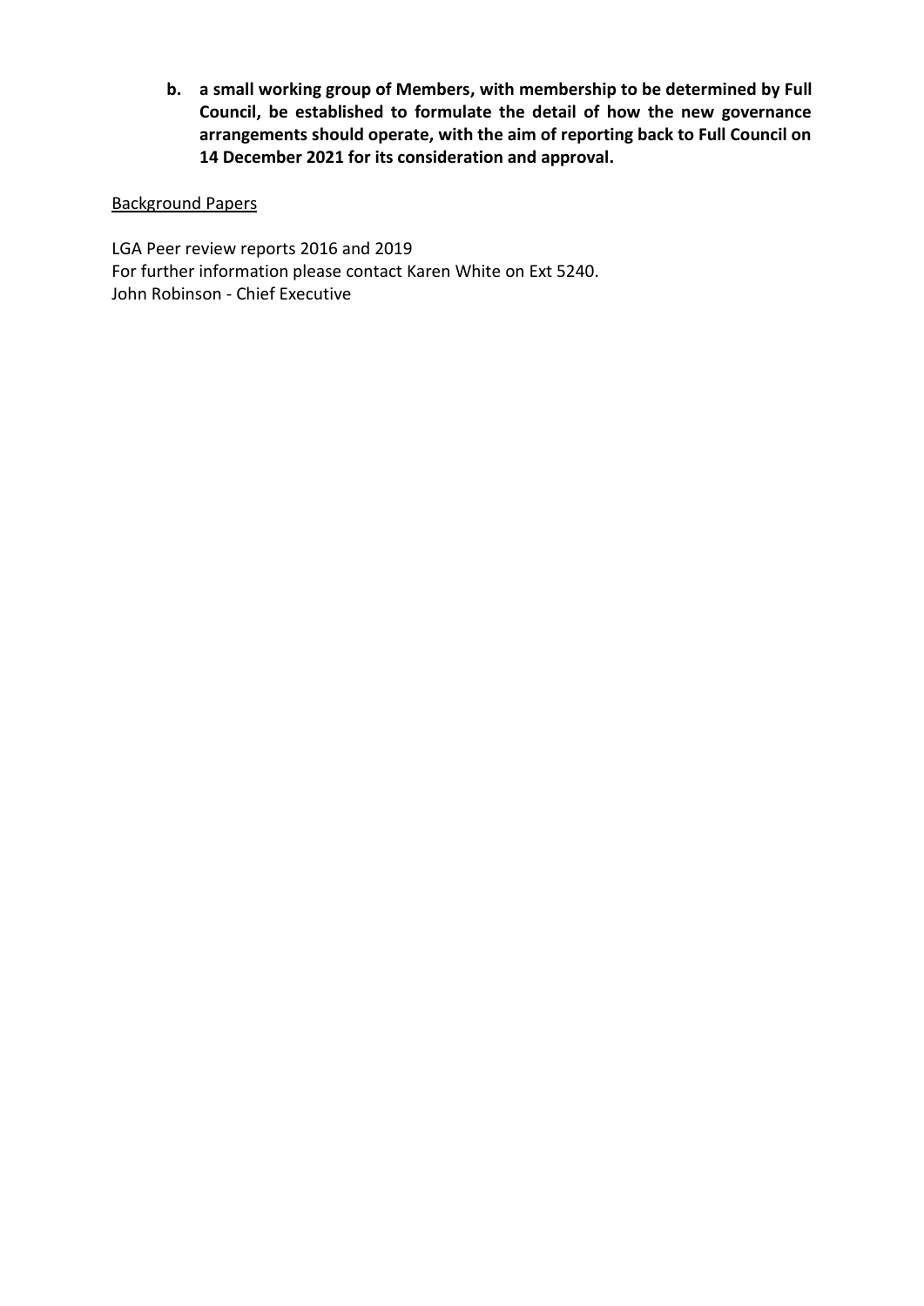**b. a small working group of Members, with membership to be determined by Full Council, be established to formulate the detail of how the new governance arrangements should operate, with the aim of reporting back to Full Council on 14 December 2021 for its consideration and approval.**

<u>Background Papers</u>

LGA Peer review reports 2016 and 2019
For further information please contact Karen White on Ext 5240.
John Robinson - Chief Executive